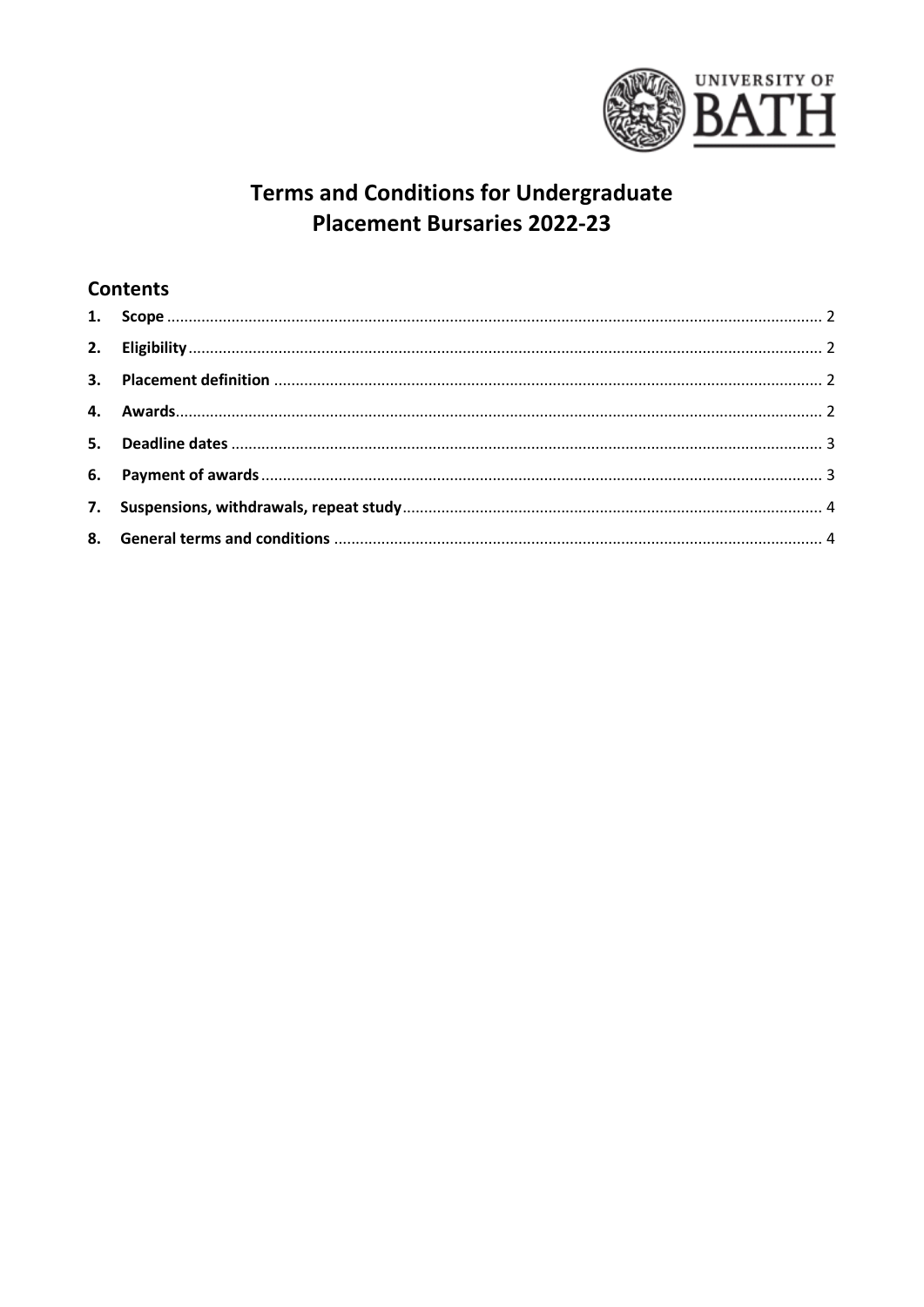# Terms and Conditions for Undergraduate Placement Bursaries 2022-23

## Contents

1. **Scope** ..................................................................................................................................... 2
2. **Eligibility** ................................................................................................................................ 2
3. **Placement definition** ............................................................................................................ 2
4. **Awards** ................................................................................................................................... 2
5. **Deadline dates** ...................................................................................................................... 3
6. **Payment of awards** ............................................................................................................... 3
7. **Suspensions, withdrawals, repeat study** .............................................................................. 4
8. **General terms and conditions** ............................................................................................. 4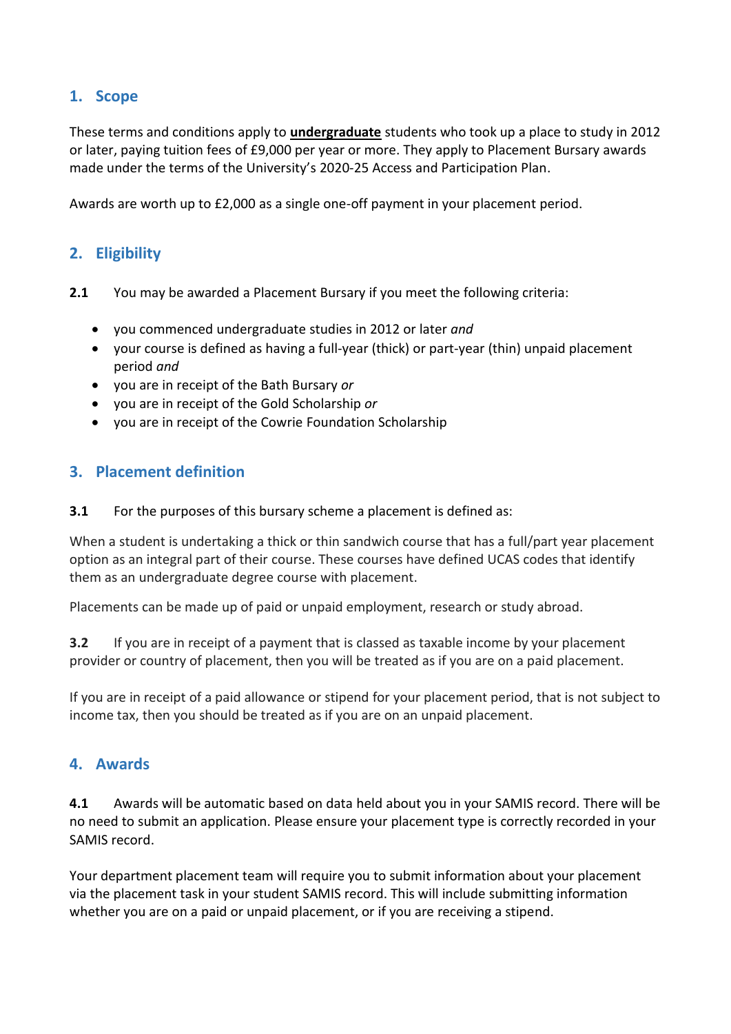## 1. Scope

These terms and conditions apply to **undergraduate** students who took up a place to study in 2012 or later, paying tuition fees of £9,000 per year or more. They apply to Placement Bursary awards made under the terms of the University's 2020-25 Access and Participation Plan.

Awards are worth up to £2,000 as a single one-off payment in your placement period.

## 2. Eligibility

**2.1** You may be awarded a Placement Bursary if you meet the following criteria:

- you commenced undergraduate studies in 2012 or later *and*
- your course is defined as having a full-year (thick) or part-year (thin) unpaid placement period *and*
- you are in receipt of the Bath Bursary *or*
- you are in receipt of the Gold Scholarship *or*
- you are in receipt of the Cowrie Foundation Scholarship

## 3. Placement definition

**3.1** For the purposes of this bursary scheme a placement is defined as:

When a student is undertaking a thick or thin sandwich course that has a full/part year placement option as an integral part of their course. These courses have defined UCAS codes that identify them as an undergraduate degree course with placement.

Placements can be made up of paid or unpaid employment, research or study abroad.

**3.2** If you are in receipt of a payment that is classed as taxable income by your placement provider or country of placement, then you will be treated as if you are on a paid placement.

If you are in receipt of a paid allowance or stipend for your placement period, that is not subject to income tax, then you should be treated as if you are on an unpaid placement.

## 4. Awards

**4.1** Awards will be automatic based on data held about you in your SAMIS record. There will be no need to submit an application. Please ensure your placement type is correctly recorded in your SAMIS record.

Your department placement team will require you to submit information about your placement via the placement task in your student SAMIS record. This will include submitting information whether you are on a paid or unpaid placement, or if you are receiving a stipend.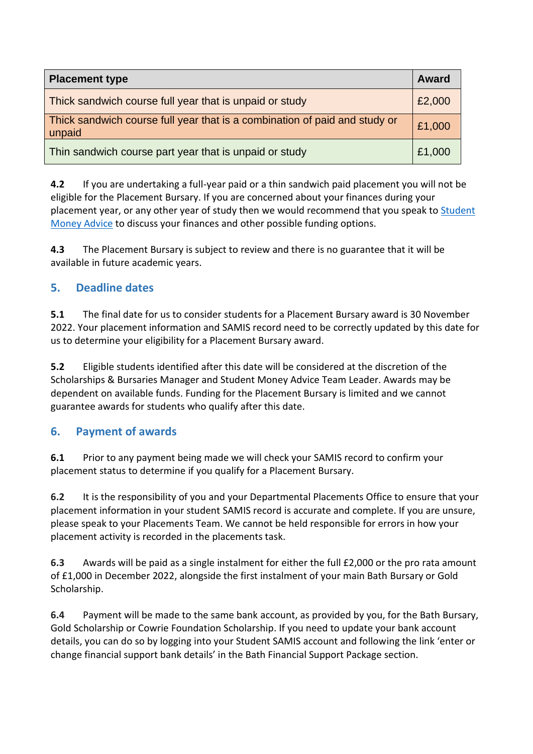| Placement type | Award |
| --- | --- |
| Thick sandwich course full year that is unpaid or study | £2,000 |
| Thick sandwich course full year that is a combination of paid and study or unpaid | £1,000 |
| Thin sandwich course part year that is unpaid or study | £1,000 |

**4.2** If you are undertaking a full-year paid or a thin sandwich paid placement you will not be eligible for the Placement Bursary. If you are concerned about your finances during your placement year, or any other year of study then we would recommend that you speak to Student Money Advice to discuss your finances and other possible funding options.

**4.3** The Placement Bursary is subject to review and there is no guarantee that it will be available in future academic years.

## 5. Deadline dates

**5.1** The final date for us to consider students for a Placement Bursary award is 30 November 2022. Your placement information and SAMIS record need to be correctly updated by this date for us to determine your eligibility for a Placement Bursary award.

**5.2** Eligible students identified after this date will be considered at the discretion of the Scholarships & Bursaries Manager and Student Money Advice Team Leader. Awards may be dependent on available funds. Funding for the Placement Bursary is limited and we cannot guarantee awards for students who qualify after this date.

## 6. Payment of awards

**6.1** Prior to any payment being made we will check your SAMIS record to confirm your placement status to determine if you qualify for a Placement Bursary.

**6.2** It is the responsibility of you and your Departmental Placements Office to ensure that your placement information in your student SAMIS record is accurate and complete. If you are unsure, please speak to your Placements Team. We cannot be held responsible for errors in how your placement activity is recorded in the placements task.

**6.3** Awards will be paid as a single instalment for either the full £2,000 or the pro rata amount of £1,000 in December 2022, alongside the first instalment of your main Bath Bursary or Gold Scholarship.

**6.4** Payment will be made to the same bank account, as provided by you, for the Bath Bursary, Gold Scholarship or Cowrie Foundation Scholarship. If you need to update your bank account details, you can do so by logging into your Student SAMIS account and following the link 'enter or change financial support bank details' in the Bath Financial Support Package section.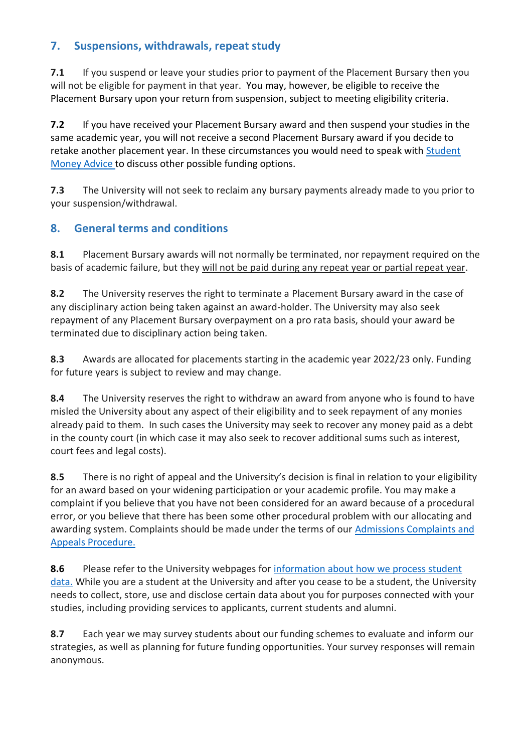## 7. Suspensions, withdrawals, repeat study

**7.1** If you suspend or leave your studies prior to payment of the Placement Bursary then you will not be eligible for payment in that year. You may, however, be eligible to receive the Placement Bursary upon your return from suspension, subject to meeting eligibility criteria.

**7.2** If you have received your Placement Bursary award and then suspend your studies in the same academic year, you will not receive a second Placement Bursary award if you decide to retake another placement year. In these circumstances you would need to speak with Student Money Advice to discuss other possible funding options.

**7.3** The University will not seek to reclaim any bursary payments already made to you prior to your suspension/withdrawal.

## 8. General terms and conditions

**8.1** Placement Bursary awards will not normally be terminated, nor repayment required on the basis of academic failure, but they will not be paid during any repeat year or partial repeat year.

**8.2** The University reserves the right to terminate a Placement Bursary award in the case of any disciplinary action being taken against an award-holder. The University may also seek repayment of any Placement Bursary overpayment on a pro rata basis, should your award be terminated due to disciplinary action being taken.

**8.3** Awards are allocated for placements starting in the academic year 2022/23 only. Funding for future years is subject to review and may change.

**8.4** The University reserves the right to withdraw an award from anyone who is found to have misled the University about any aspect of their eligibility and to seek repayment of any monies already paid to them. In such cases the University may seek to recover any money paid as a debt in the county court (in which case it may also seek to recover additional sums such as interest, court fees and legal costs).

**8.5** There is no right of appeal and the University's decision is final in relation to your eligibility for an award based on your widening participation or your academic profile. You may make a complaint if you believe that you have not been considered for an award because of a procedural error, or you believe that there has been some other procedural problem with our allocating and awarding system. Complaints should be made under the terms of our Admissions Complaints and Appeals Procedure.

**8.6** Please refer to the University webpages for information about how we process student data. While you are a student at the University and after you cease to be a student, the University needs to collect, store, use and disclose certain data about you for purposes connected with your studies, including providing services to applicants, current students and alumni.

**8.7** Each year we may survey students about our funding schemes to evaluate and inform our strategies, as well as planning for future funding opportunities. Your survey responses will remain anonymous.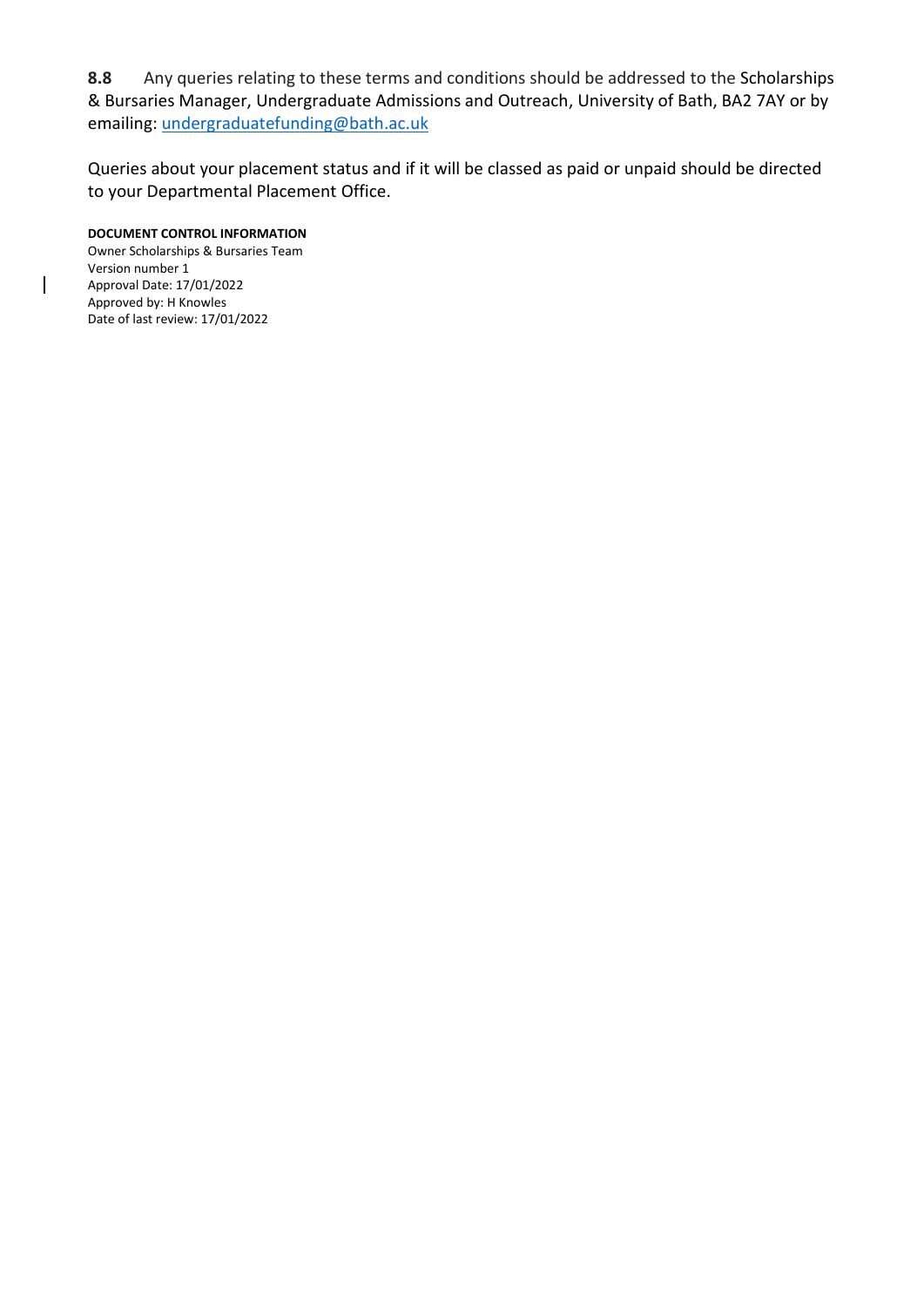**8.8** Any queries relating to these terms and conditions should be addressed to the Scholarships & Bursaries Manager, Undergraduate Admissions and Outreach, University of Bath, BA2 7AY or by emailing: undergraduatefunding@bath.ac.uk

Queries about your placement status and if it will be classed as paid or unpaid should be directed to your Departmental Placement Office.

**DOCUMENT CONTROL INFORMATION**

Owner Scholarships & Bursaries Team
Version number 1
Approval Date: 17/01/2022
Approved by: H Knowles
Date of last review: 17/01/2022